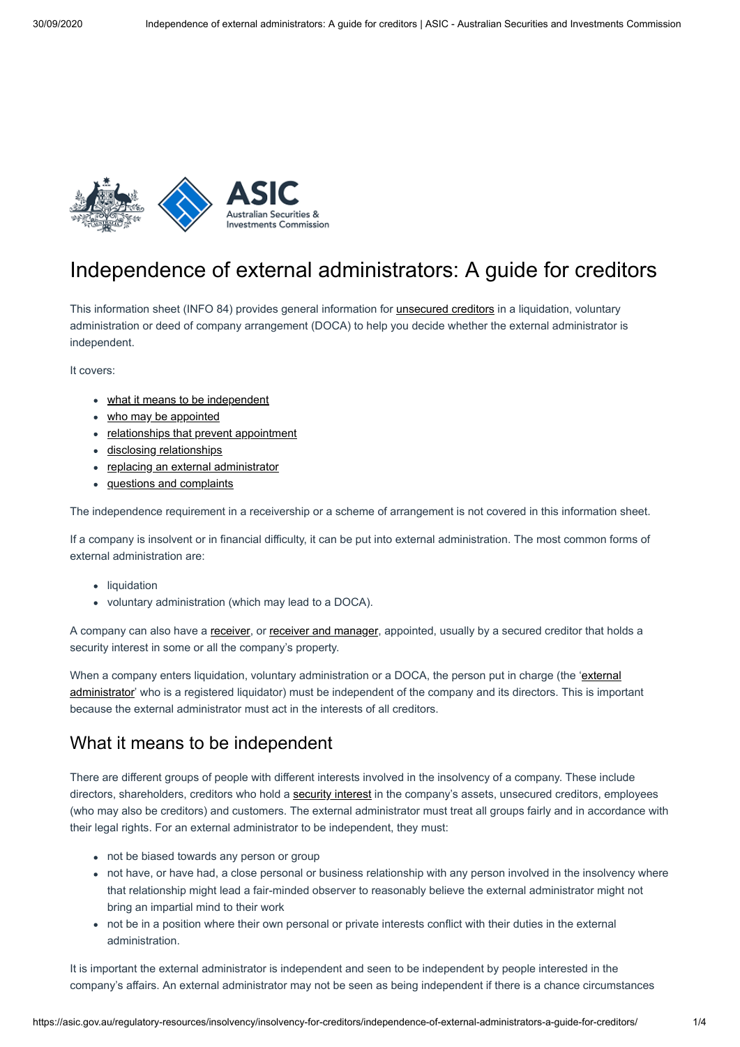# Independence of external administrators: A guide for creditors

This information sheet (INFO 84) provides general information for unsecured creditors in a liquidation, voluntary administration or deed of company arrangement (DOCA) to help you decide whether the external administrator is independent.

It covers:

- what it means to be independent
- who may be appointed
- relationships that prevent appointment
- disclosing relationships
- replacing an external administrator
- questions and complaints

The independence requirement in a receivership or a scheme of arrangement is not covered in this information sheet.

If a company is insolvent or in financial difficulty, it can be put into external administration. The most common forms of external administration are:

- liquidation
- voluntary administration (which may lead to a DOCA).

A company can also have a receiver, or receiver and manager, appointed, usually by a secured creditor that holds a security interest in some or all the company's property.

When a company enters liquidation, voluntary administration or a DOCA, the person put in charge (the 'external administrator' who is a registered liquidator) must be independent of the company and its directors. This is important because the external administrator must act in the interests of all creditors.

## What it means to be independent

There are different groups of people with different interests involved in the insolvency of a company. These include directors, shareholders, creditors who hold a security interest in the company's assets, unsecured creditors, employees (who may also be creditors) and customers. The external administrator must treat all groups fairly and in accordance with their legal rights. For an external administrator to be independent, they must:

- not be biased towards any person or group
- not have, or have had, a close personal or business relationship with any person involved in the insolvency where that relationship might lead a fair-minded observer to reasonably believe the external administrator might not bring an impartial mind to their work
- not be in a position where their own personal or private interests conflict with their duties in the external administration.

It is important the external administrator is independent and seen to be independent by people interested in the company's affairs. An external administrator may not be seen as being independent if there is a chance circumstances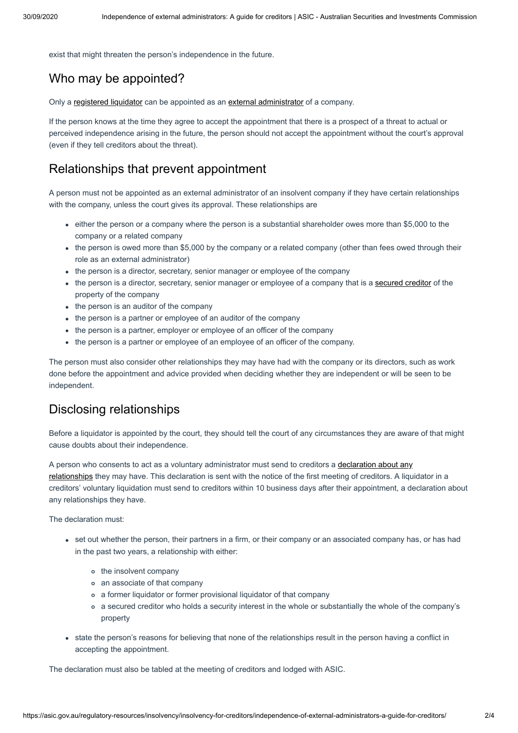exist that might threaten the person's independence in the future.

## Who may be appointed?

Only a registered liquidator can be appointed as an external administrator of a company.

If the person knows at the time they agree to accept the appointment that there is a prospect of a threat to actual or perceived independence arising in the future, the person should not accept the appointment without the court's approval (even if they tell creditors about the threat).

## Relationships that prevent appointment

A person must not be appointed as an external administrator of an insolvent company if they have certain relationships with the company, unless the court gives its approval. These relationships are

- either the person or a company where the person is a substantial shareholder owes more than $5,000 to the company or a related company
- the person is owed more than $5,000 by the company or a related company (other than fees owed through their role as an external administrator)
- the person is a director, secretary, senior manager or employee of the company
- the person is a director, secretary, senior manager or employee of a company that is a secured creditor of the property of the company
- the person is an auditor of the company
- the person is a partner or employee of an auditor of the company
- the person is a partner, employer or employee of an officer of the company
- the person is a partner or employee of an employee of an officer of the company.

The person must also consider other relationships they may have had with the company or its directors, such as work done before the appointment and advice provided when deciding whether they are independent or will be seen to be independent.

## Disclosing relationships

Before a liquidator is appointed by the court, they should tell the court of any circumstances they are aware of that might cause doubts about their independence.

A person who consents to act as a voluntary administrator must send to creditors a declaration about any relationships they may have. This declaration is sent with the notice of the first meeting of creditors. A liquidator in a creditors' voluntary liquidation must send to creditors within 10 business days after their appointment, a declaration about any relationships they have.

The declaration must:

- set out whether the person, their partners in a firm, or their company or an associated company has, or has had in the past two years, a relationship with either:
  - the insolvent company
  - an associate of that company
  - a former liquidator or former provisional liquidator of that company
  - a secured creditor who holds a security interest in the whole or substantially the whole of the company's property
- state the person's reasons for believing that none of the relationships result in the person having a conflict in accepting the appointment.

The declaration must also be tabled at the meeting of creditors and lodged with ASIC.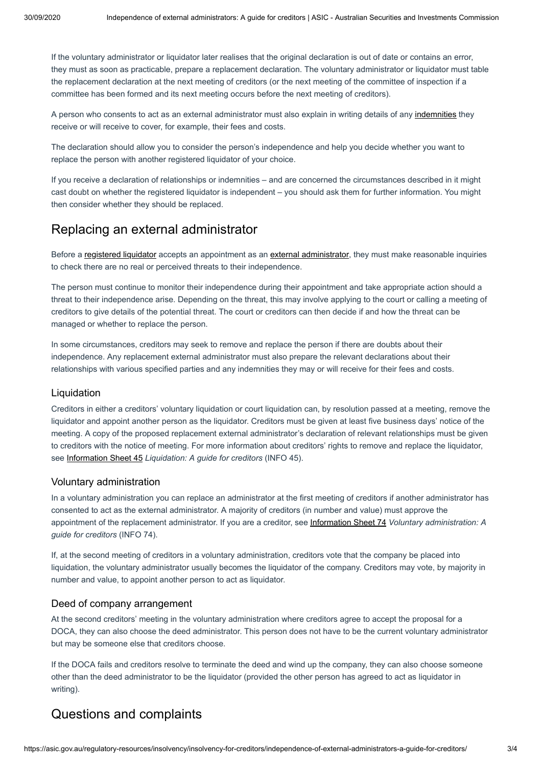If the voluntary administrator or liquidator later realises that the original declaration is out of date or contains an error, they must as soon as practicable, prepare a replacement declaration. The voluntary administrator or liquidator must table the replacement declaration at the next meeting of creditors (or the next meeting of the committee of inspection if a committee has been formed and its next meeting occurs before the next meeting of creditors).

A person who consents to act as an external administrator must also explain in writing details of any indemnities they receive or will receive to cover, for example, their fees and costs.

The declaration should allow you to consider the person's independence and help you decide whether you want to replace the person with another registered liquidator of your choice.

If you receive a declaration of relationships or indemnities – and are concerned the circumstances described in it might cast doubt on whether the registered liquidator is independent – you should ask them for further information. You might then consider whether they should be replaced.

## Replacing an external administrator

Before a registered liquidator accepts an appointment as an external administrator, they must make reasonable inquiries to check there are no real or perceived threats to their independence.

The person must continue to monitor their independence during their appointment and take appropriate action should a threat to their independence arise. Depending on the threat, this may involve applying to the court or calling a meeting of creditors to give details of the potential threat. The court or creditors can then decide if and how the threat can be managed or whether to replace the person.

In some circumstances, creditors may seek to remove and replace the person if there are doubts about their independence. Any replacement external administrator must also prepare the relevant declarations about their relationships with various specified parties and any indemnities they may or will receive for their fees and costs.

### Liquidation

Creditors in either a creditors' voluntary liquidation or court liquidation can, by resolution passed at a meeting, remove the liquidator and appoint another person as the liquidator. Creditors must be given at least five business days' notice of the meeting. A copy of the proposed replacement external administrator's declaration of relevant relationships must be given to creditors with the notice of meeting. For more information about creditors' rights to remove and replace the liquidator, see Information Sheet 45 *Liquidation: A guide for creditors* (INFO 45).

### Voluntary administration

In a voluntary administration you can replace an administrator at the first meeting of creditors if another administrator has consented to act as the external administrator. A majority of creditors (in number and value) must approve the appointment of the replacement administrator. If you are a creditor, see Information Sheet 74 *Voluntary administration: A guide for creditors* (INFO 74).

If, at the second meeting of creditors in a voluntary administration, creditors vote that the company be placed into liquidation, the voluntary administrator usually becomes the liquidator of the company. Creditors may vote, by majority in number and value, to appoint another person to act as liquidator.

### Deed of company arrangement

At the second creditors' meeting in the voluntary administration where creditors agree to accept the proposal for a DOCA, they can also choose the deed administrator. This person does not have to be the current voluntary administrator but may be someone else that creditors choose.

If the DOCA fails and creditors resolve to terminate the deed and wind up the company, they can also choose someone other than the deed administrator to be the liquidator (provided the other person has agreed to act as liquidator in writing).

## Questions and complaints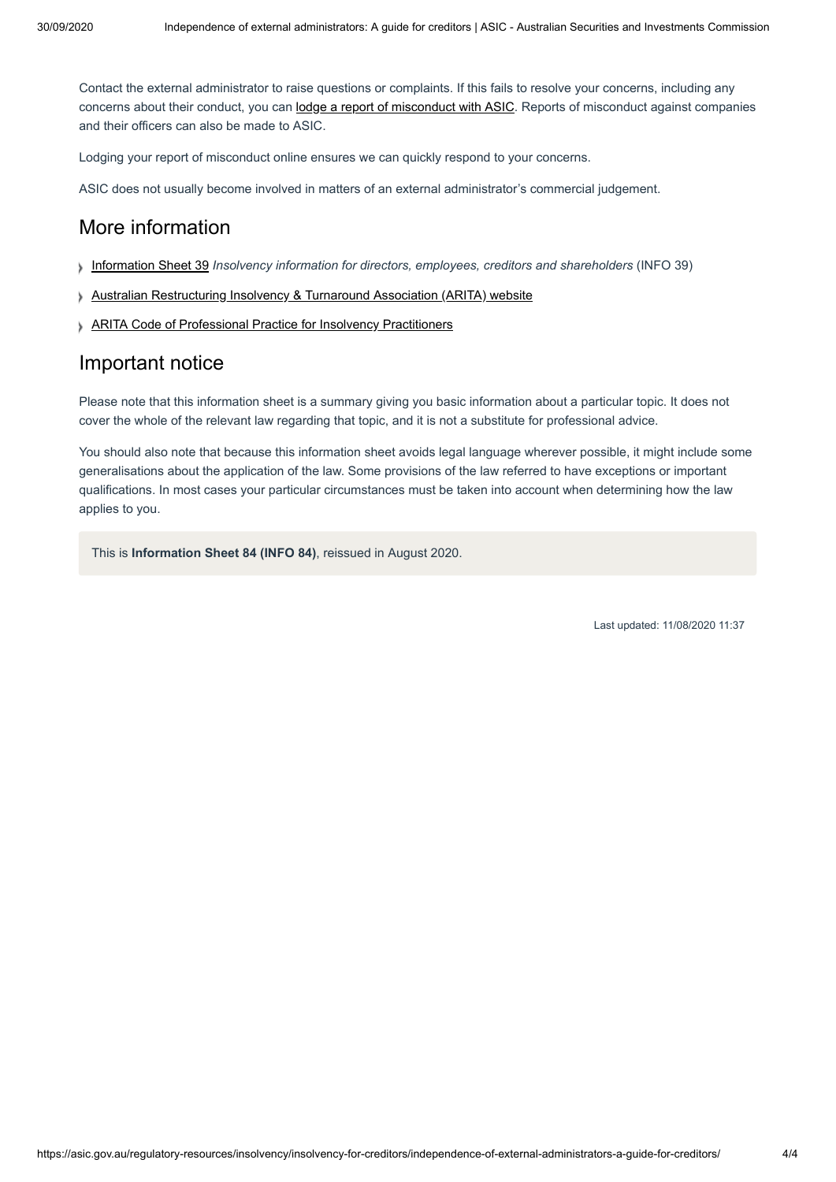Contact the external administrator to raise questions or complaints. If this fails to resolve your concerns, including any concerns about their conduct, you can lodge a report of misconduct with ASIC. Reports of misconduct against companies and their officers can also be made to ASIC.

Lodging your report of misconduct online ensures we can quickly respond to your concerns.

ASIC does not usually become involved in matters of an external administrator's commercial judgement.

## More information

- Information Sheet 39 *Insolvency information for directors, employees, creditors and shareholders* (INFO 39)
- Australian Restructuring Insolvency & Turnaround Association (ARITA) website
- ARITA Code of Professional Practice for Insolvency Practitioners

## Important notice

Please note that this information sheet is a summary giving you basic information about a particular topic. It does not cover the whole of the relevant law regarding that topic, and it is not a substitute for professional advice.

You should also note that because this information sheet avoids legal language wherever possible, it might include some generalisations about the application of the law. Some provisions of the law referred to have exceptions or important qualifications. In most cases your particular circumstances must be taken into account when determining how the law applies to you.

This is **Information Sheet 84 (INFO 84)**, reissued in August 2020.

Last updated: 11/08/2020 11:37